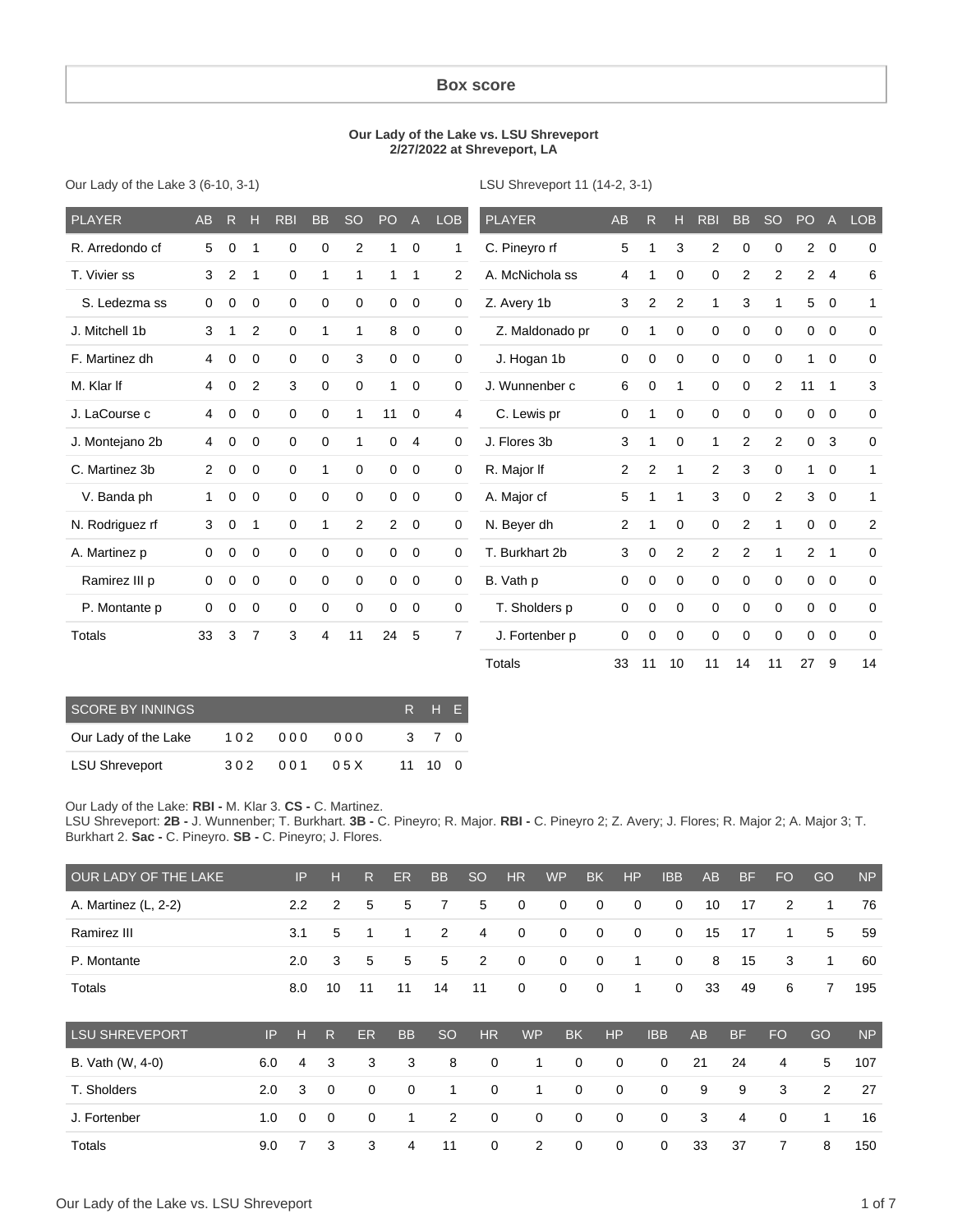# Box score

**Our Lady of the Lake vs. LSU Shreveport**
**2/27/2022 at Shreveport, LA**

Our Lady of the Lake 3 (6-10, 3-1)

| PLAYER | AB | R | H | RBI | BB | SO | PO | A | LOB |
|---|---|---|---|---|---|---|---|---|---|
| R. Arredondo cf | 5 | 0 | 1 | 0 | 0 | 2 | 1 | 0 | 1 |
| T. Vivier ss | 3 | 2 | 1 | 0 | 1 | 1 | 1 | 1 | 2 |
| S. Ledezma ss | 0 | 0 | 0 | 0 | 0 | 0 | 0 | 0 | 0 |
| J. Mitchell 1b | 3 | 1 | 2 | 0 | 1 | 1 | 8 | 0 | 0 |
| F. Martinez dh | 4 | 0 | 0 | 0 | 0 | 3 | 0 | 0 | 0 |
| M. Klar lf | 4 | 0 | 2 | 3 | 0 | 0 | 1 | 0 | 0 |
| J. LaCourse c | 4 | 0 | 0 | 0 | 0 | 1 | 11 | 0 | 4 |
| J. Montejano 2b | 4 | 0 | 0 | 0 | 0 | 1 | 0 | 4 | 0 |
| C. Martinez 3b | 2 | 0 | 0 | 0 | 1 | 0 | 0 | 0 | 0 |
| V. Banda ph | 1 | 0 | 0 | 0 | 0 | 0 | 0 | 0 | 0 |
| N. Rodriguez rf | 3 | 0 | 1 | 0 | 1 | 2 | 2 | 0 | 0 |
| A. Martinez p | 0 | 0 | 0 | 0 | 0 | 0 | 0 | 0 | 0 |
| Ramirez III p | 0 | 0 | 0 | 0 | 0 | 0 | 0 | 0 | 0 |
| P. Montante p | 0 | 0 | 0 | 0 | 0 | 0 | 0 | 0 | 0 |
| Totals | 33 | 3 | 7 | 3 | 4 | 11 | 24 | 5 | 7 |

LSU Shreveport 11 (14-2, 3-1)

| PLAYER | AB | R | H | RBI | BB | SO | PO | A | LOB |
|---|---|---|---|---|---|---|---|---|---|
| C. Pineyro rf | 5 | 1 | 3 | 2 | 0 | 0 | 2 | 0 | 0 |
| A. McNichola ss | 4 | 1 | 0 | 0 | 2 | 2 | 2 | 4 | 6 |
| Z. Avery 1b | 3 | 2 | 2 | 1 | 3 | 1 | 5 | 0 | 1 |
| Z. Maldonado pr | 0 | 1 | 0 | 0 | 0 | 0 | 0 | 0 | 0 |
| J. Hogan 1b | 0 | 0 | 0 | 0 | 0 | 0 | 1 | 0 | 0 |
| J. Wunnenber c | 6 | 0 | 1 | 0 | 0 | 2 | 11 | 1 | 3 |
| C. Lewis pr | 0 | 1 | 0 | 0 | 0 | 0 | 0 | 0 | 0 |
| J. Flores 3b | 3 | 1 | 0 | 1 | 2 | 2 | 0 | 3 | 0 |
| R. Major lf | 2 | 2 | 1 | 2 | 3 | 0 | 1 | 0 | 1 |
| A. Major cf | 5 | 1 | 1 | 3 | 0 | 2 | 3 | 0 | 1 |
| N. Beyer dh | 2 | 1 | 0 | 0 | 2 | 1 | 0 | 0 | 2 |
| T. Burkhart 2b | 3 | 0 | 2 | 2 | 2 | 1 | 2 | 1 | 0 |
| B. Vath p | 0 | 0 | 0 | 0 | 0 | 0 | 0 | 0 | 0 |
| T. Sholders p | 0 | 0 | 0 | 0 | 0 | 0 | 0 | 0 | 0 |
| J. Fortenber p | 0 | 0 | 0 | 0 | 0 | 0 | 0 | 0 | 0 |
| Totals | 33 | 11 | 10 | 11 | 14 | 11 | 27 | 9 | 14 |

| SCORE BY INNINGS | | | | R | H | E |
|---|---|---|---|---|---|---|
| Our Lady of the Lake | 102 | 000 | 000 | 3 | 7 | 0 |
| LSU Shreveport | 302 | 001 | 05X | 11 | 10 | 0 |

Our Lady of the Lake: **RBI -** M. Klar 3. **CS -** C. Martinez.
LSU Shreveport: **2B -** J. Wunnenber; T. Burkhart. **3B -** C. Pineyro; R. Major. **RBI -** C. Pineyro 2; Z. Avery; J. Flores; R. Major 2; A. Major 3; T. Burkhart 2. **Sac -** C. Pineyro. **SB -** C. Pineyro; J. Flores.

| OUR LADY OF THE LAKE | IP | H | R | ER | BB | SO | HR | WP | BK | HP | IBB | AB | BF | FO | GO | NP |
|---|---|---|---|---|---|---|---|---|---|---|---|---|---|---|---|---|
| A. Martinez (L, 2-2) | 2.2 | 2 | 5 | 5 | 7 | 5 | 0 | 0 | 0 | 0 | 0 | 10 | 17 | 2 | 1 | 76 |
| Ramirez III | 3.1 | 5 | 1 | 1 | 2 | 4 | 0 | 0 | 0 | 0 | 0 | 15 | 17 | 1 | 5 | 59 |
| P. Montante | 2.0 | 3 | 5 | 5 | 5 | 2 | 0 | 0 | 0 | 1 | 0 | 8 | 15 | 3 | 1 | 60 |
| Totals | 8.0 | 10 | 11 | 11 | 14 | 11 | 0 | 0 | 0 | 1 | 0 | 33 | 49 | 6 | 7 | 195 |

| LSU SHREVEPORT | IP | H | R | ER | BB | SO | HR | WP | BK | HP | IBB | AB | BF | FO | GO | NP |
|---|---|---|---|---|---|---|---|---|---|---|---|---|---|---|---|---|
| B. Vath (W, 4-0) | 6.0 | 4 | 3 | 3 | 3 | 8 | 0 | 1 | 0 | 0 | 0 | 21 | 24 | 4 | 5 | 107 |
| T. Sholders | 2.0 | 3 | 0 | 0 | 0 | 1 | 0 | 1 | 0 | 0 | 0 | 9 | 9 | 3 | 2 | 27 |
| J. Fortenber | 1.0 | 0 | 0 | 0 | 1 | 2 | 0 | 0 | 0 | 0 | 0 | 3 | 4 | 0 | 1 | 16 |
| Totals | 9.0 | 7 | 3 | 3 | 4 | 11 | 0 | 2 | 0 | 0 | 0 | 33 | 37 | 7 | 8 | 150 |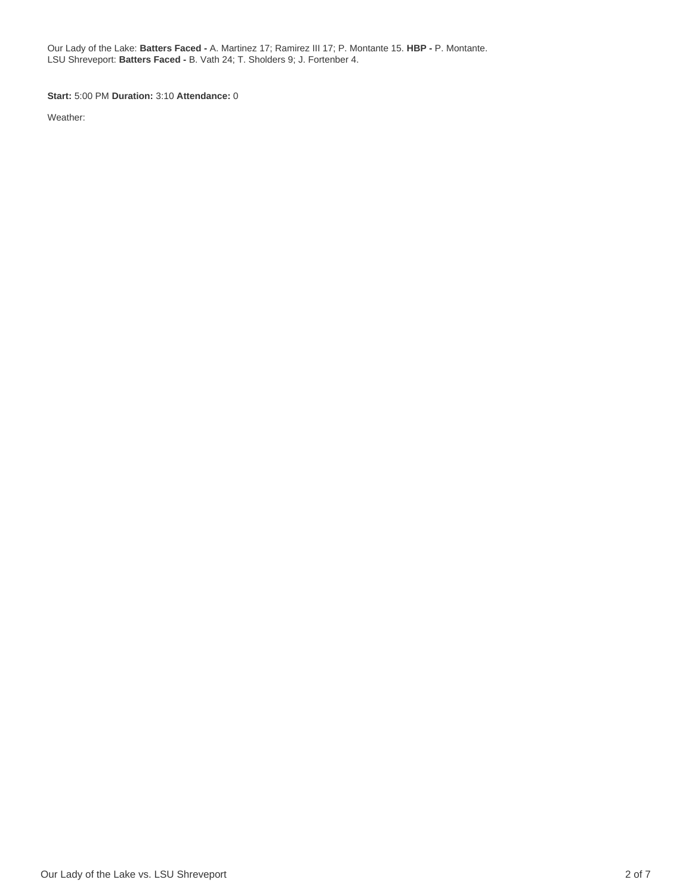Our Lady of the Lake: **Batters Faced -** A. Martinez 17; Ramirez III 17; P. Montante 15. **HBP -** P. Montante.
LSU Shreveport: **Batters Faced -** B. Vath 24; T. Sholders 9; J. Fortenber 4.

**Start:** 5:00 PM **Duration:** 3:10 **Attendance:** 0

Weather: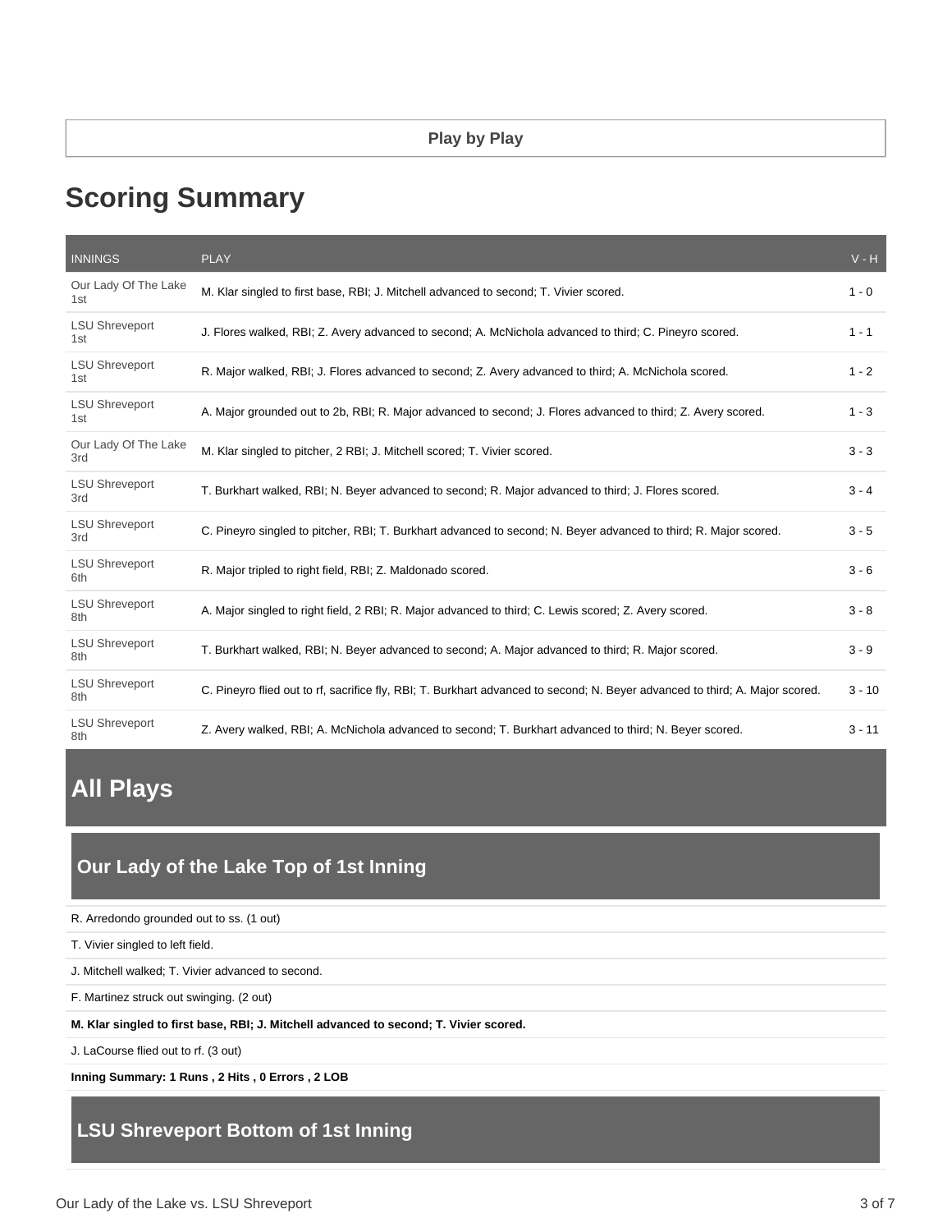Play by Play

## Scoring Summary

| INNINGS | PLAY | V - H |
|---|---|---|
| Our Lady Of The Lake 1st | M. Klar singled to first base, RBI; J. Mitchell advanced to second; T. Vivier scored. | 1 - 0 |
| LSU Shreveport 1st | J. Flores walked, RBI; Z. Avery advanced to second; A. McNichola advanced to third; C. Pineyro scored. | 1 - 1 |
| LSU Shreveport 1st | R. Major walked, RBI; J. Flores advanced to second; Z. Avery advanced to third; A. McNichola scored. | 1 - 2 |
| LSU Shreveport 1st | A. Major grounded out to 2b, RBI; R. Major advanced to second; J. Flores advanced to third; Z. Avery scored. | 1 - 3 |
| Our Lady Of The Lake 3rd | M. Klar singled to pitcher, 2 RBI; J. Mitchell scored; T. Vivier scored. | 3 - 3 |
| LSU Shreveport 3rd | T. Burkhart walked, RBI; N. Beyer advanced to second; R. Major advanced to third; J. Flores scored. | 3 - 4 |
| LSU Shreveport 3rd | C. Pineyro singled to pitcher, RBI; T. Burkhart advanced to second; N. Beyer advanced to third; R. Major scored. | 3 - 5 |
| LSU Shreveport 6th | R. Major tripled to right field, RBI; Z. Maldonado scored. | 3 - 6 |
| LSU Shreveport 8th | A. Major singled to right field, 2 RBI; R. Major advanced to third; C. Lewis scored; Z. Avery scored. | 3 - 8 |
| LSU Shreveport 8th | T. Burkhart walked, RBI; N. Beyer advanced to second; A. Major advanced to third; R. Major scored. | 3 - 9 |
| LSU Shreveport 8th | C. Pineyro flied out to rf, sacrifice fly, RBI; T. Burkhart advanced to second; N. Beyer advanced to third; A. Major scored. | 3 - 10 |
| LSU Shreveport 8th | Z. Avery walked, RBI; A. McNichola advanced to second; T. Burkhart advanced to third; N. Beyer scored. | 3 - 11 |

## All Plays

### Our Lady of the Lake Top of 1st Inning

R. Arredondo grounded out to ss. (1 out)

T. Vivier singled to left field.

J. Mitchell walked; T. Vivier advanced to second.

F. Martinez struck out swinging. (2 out)

**M. Klar singled to first base, RBI; J. Mitchell advanced to second; T. Vivier scored.**

J. LaCourse flied out to rf. (3 out)

**Inning Summary: 1 Runs , 2 Hits , 0 Errors , 2 LOB**

### LSU Shreveport Bottom of 1st Inning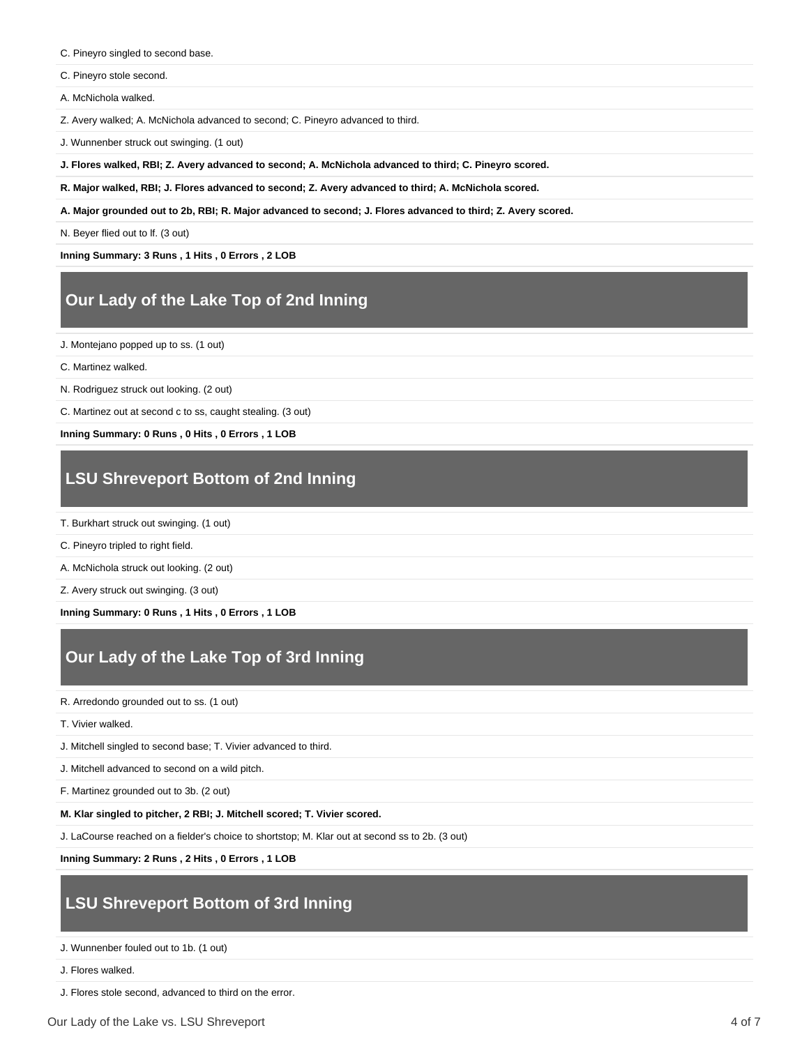C. Pineyro singled to second base.

C. Pineyro stole second.

A. McNichola walked.

Z. Avery walked; A. McNichola advanced to second; C. Pineyro advanced to third.

J. Wunnenber struck out swinging. (1 out)

**J. Flores walked, RBI; Z. Avery advanced to second; A. McNichola advanced to third; C. Pineyro scored.**

**R. Major walked, RBI; J. Flores advanced to second; Z. Avery advanced to third; A. McNichola scored.**

**A. Major grounded out to 2b, RBI; R. Major advanced to second; J. Flores advanced to third; Z. Avery scored.**

N. Beyer flied out to lf. (3 out)

**Inning Summary: 3 Runs , 1 Hits , 0 Errors , 2 LOB**

## Our Lady of the Lake Top of 2nd Inning

J. Montejano popped up to ss. (1 out)

C. Martinez walked.

N. Rodriguez struck out looking. (2 out)

C. Martinez out at second c to ss, caught stealing. (3 out)

**Inning Summary: 0 Runs , 0 Hits , 0 Errors , 1 LOB**

## LSU Shreveport Bottom of 2nd Inning

T. Burkhart struck out swinging. (1 out)

C. Pineyro tripled to right field.

A. McNichola struck out looking. (2 out)

Z. Avery struck out swinging. (3 out)

**Inning Summary: 0 Runs , 1 Hits , 0 Errors , 1 LOB**

## Our Lady of the Lake Top of 3rd Inning

R. Arredondo grounded out to ss. (1 out)

T. Vivier walked.

J. Mitchell singled to second base; T. Vivier advanced to third.

J. Mitchell advanced to second on a wild pitch.

F. Martinez grounded out to 3b. (2 out)

**M. Klar singled to pitcher, 2 RBI; J. Mitchell scored; T. Vivier scored.**

J. LaCourse reached on a fielder's choice to shortstop; M. Klar out at second ss to 2b. (3 out)

**Inning Summary: 2 Runs , 2 Hits , 0 Errors , 1 LOB**

## LSU Shreveport Bottom of 3rd Inning

J. Wunnenber fouled out to 1b. (1 out)

J. Flores walked.

J. Flores stole second, advanced to third on the error.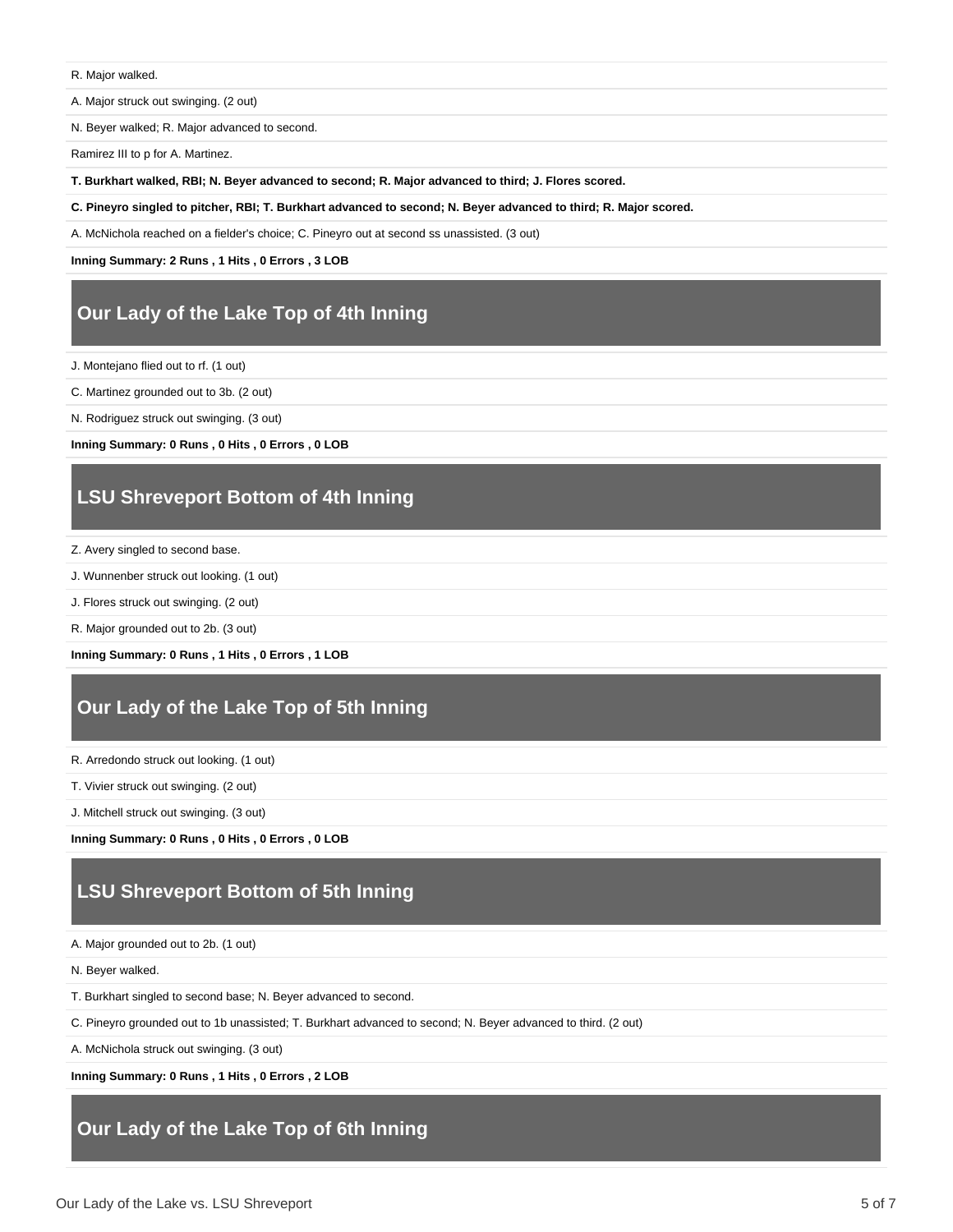R. Major walked.

A. Major struck out swinging. (2 out)

N. Beyer walked; R. Major advanced to second.

Ramirez III to p for A. Martinez.

**T. Burkhart walked, RBI; N. Beyer advanced to second; R. Major advanced to third; J. Flores scored.**

**C. Pineyro singled to pitcher, RBI; T. Burkhart advanced to second; N. Beyer advanced to third; R. Major scored.**

A. McNichola reached on a fielder's choice; C. Pineyro out at second ss unassisted. (3 out)

**Inning Summary: 2 Runs , 1 Hits , 0 Errors , 3 LOB**

## Our Lady of the Lake Top of 4th Inning

J. Montejano flied out to rf. (1 out)

C. Martinez grounded out to 3b. (2 out)

N. Rodriguez struck out swinging. (3 out)

**Inning Summary: 0 Runs , 0 Hits , 0 Errors , 0 LOB**

## LSU Shreveport Bottom of 4th Inning

Z. Avery singled to second base.

J. Wunnenber struck out looking. (1 out)

J. Flores struck out swinging. (2 out)

R. Major grounded out to 2b. (3 out)

**Inning Summary: 0 Runs , 1 Hits , 0 Errors , 1 LOB**

## Our Lady of the Lake Top of 5th Inning

R. Arredondo struck out looking. (1 out)

T. Vivier struck out swinging. (2 out)

J. Mitchell struck out swinging. (3 out)

**Inning Summary: 0 Runs , 0 Hits , 0 Errors , 0 LOB**

## LSU Shreveport Bottom of 5th Inning

A. Major grounded out to 2b. (1 out)

N. Beyer walked.

T. Burkhart singled to second base; N. Beyer advanced to second.

C. Pineyro grounded out to 1b unassisted; T. Burkhart advanced to second; N. Beyer advanced to third. (2 out)

A. McNichola struck out swinging. (3 out)

**Inning Summary: 0 Runs , 1 Hits , 0 Errors , 2 LOB**

## Our Lady of the Lake Top of 6th Inning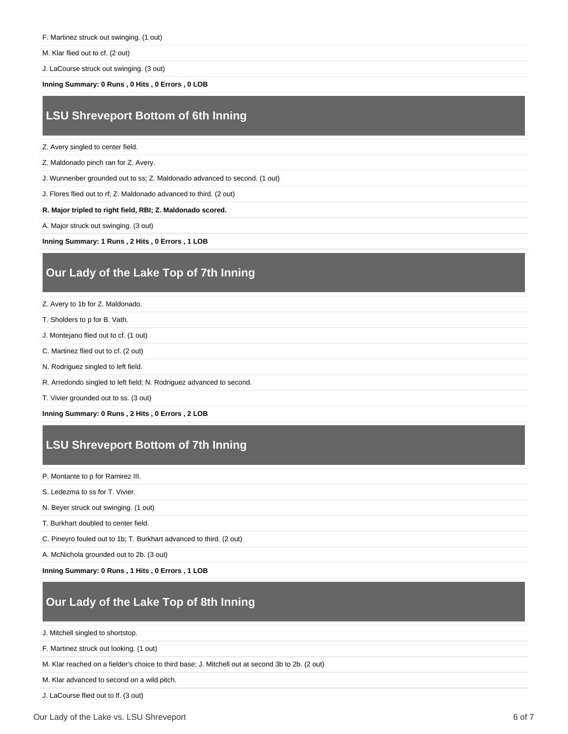F. Martinez struck out swinging. (1 out)

M. Klar flied out to cf. (2 out)

J. LaCourse struck out swinging. (3 out)

**Inning Summary: 0 Runs , 0 Hits , 0 Errors , 0 LOB**

## LSU Shreveport Bottom of 6th Inning

Z. Avery singled to center field.

Z. Maldonado pinch ran for Z. Avery.

J. Wunnenber grounded out to ss; Z. Maldonado advanced to second. (1 out)

J. Flores flied out to rf; Z. Maldonado advanced to third. (2 out)

**R. Major tripled to right field, RBI; Z. Maldonado scored.**

A. Major struck out swinging. (3 out)

**Inning Summary: 1 Runs , 2 Hits , 0 Errors , 1 LOB**

## Our Lady of the Lake Top of 7th Inning

Z. Avery to 1b for Z. Maldonado.

T. Sholders to p for B. Vath.

J. Montejano flied out to cf. (1 out)

C. Martinez flied out to cf. (2 out)

N. Rodriguez singled to left field.

R. Arredondo singled to left field; N. Rodriguez advanced to second.

T. Vivier grounded out to ss. (3 out)

**Inning Summary: 0 Runs , 2 Hits , 0 Errors , 2 LOB**

## LSU Shreveport Bottom of 7th Inning

P. Montante to p for Ramirez III.

S. Ledezma to ss for T. Vivier.

N. Beyer struck out swinging. (1 out)

T. Burkhart doubled to center field.

C. Pineyro fouled out to 1b; T. Burkhart advanced to third. (2 out)

A. McNichola grounded out to 2b. (3 out)

**Inning Summary: 0 Runs , 1 Hits , 0 Errors , 1 LOB**

## Our Lady of the Lake Top of 8th Inning

J. Mitchell singled to shortstop.

F. Martinez struck out looking. (1 out)

M. Klar reached on a fielder's choice to third base; J. Mitchell out at second 3b to 2b. (2 out)

M. Klar advanced to second on a wild pitch.

J. LaCourse flied out to lf. (3 out)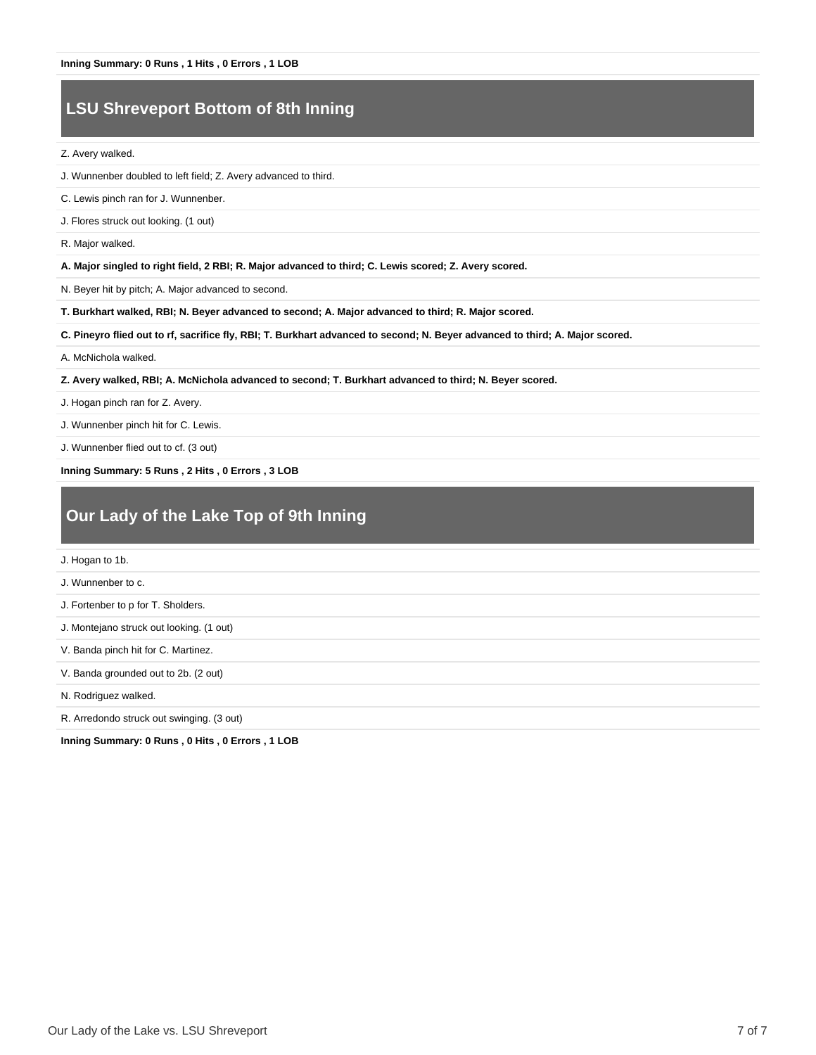**Inning Summary: 0 Runs , 1 Hits , 0 Errors , 1 LOB**

## LSU Shreveport Bottom of 8th Inning

Z. Avery walked.

J. Wunnenber doubled to left field; Z. Avery advanced to third.

C. Lewis pinch ran for J. Wunnenber.

J. Flores struck out looking. (1 out)

R. Major walked.

**A. Major singled to right field, 2 RBI; R. Major advanced to third; C. Lewis scored; Z. Avery scored.**

N. Beyer hit by pitch; A. Major advanced to second.

**T. Burkhart walked, RBI; N. Beyer advanced to second; A. Major advanced to third; R. Major scored.**

**C. Pineyro flied out to rf, sacrifice fly, RBI; T. Burkhart advanced to second; N. Beyer advanced to third; A. Major scored.**

A. McNichola walked.

**Z. Avery walked, RBI; A. McNichola advanced to second; T. Burkhart advanced to third; N. Beyer scored.**

J. Hogan pinch ran for Z. Avery.

J. Wunnenber pinch hit for C. Lewis.

J. Wunnenber flied out to cf. (3 out)

**Inning Summary: 5 Runs , 2 Hits , 0 Errors , 3 LOB**

## Our Lady of the Lake Top of 9th Inning

J. Hogan to 1b.

J. Wunnenber to c.

J. Fortenber to p for T. Sholders.

J. Montejano struck out looking. (1 out)

V. Banda pinch hit for C. Martinez.

V. Banda grounded out to 2b. (2 out)

N. Rodriguez walked.

R. Arredondo struck out swinging. (3 out)

**Inning Summary: 0 Runs , 0 Hits , 0 Errors , 1 LOB**